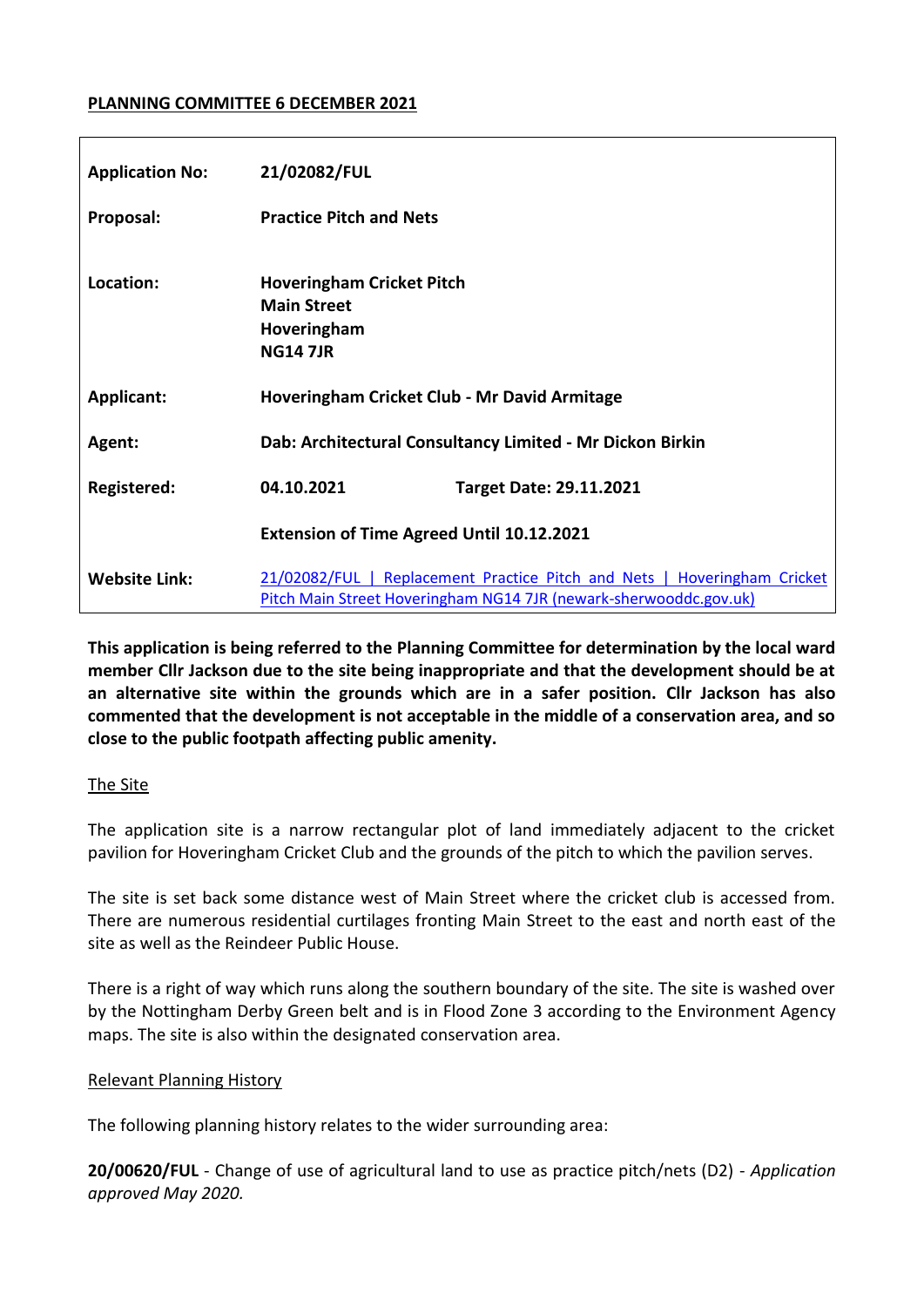**PLANNING COMMITTEE 6 DECEMBER 2021**

| | | |
|---|---|---|
| **Application No:** | **21/02082/FUL** | |
| **Proposal:** | **Practice Pitch and Nets** | |
| **Location:** | **Hoveringham Cricket Pitch**<br>**Main Street**<br>**Hoveringham**<br>**NG14 7JR** | |
| **Applicant:** | **Hoveringham Cricket Club - Mr David Armitage** | |
| **Agent:** | **Dab: Architectural Consultancy Limited - Mr Dickon Birkin** | |
| **Registered:** | **04.10.2021** | **Target Date: 29.11.2021** |
| | **Extension of Time Agreed Until 10.12.2021** | |
| **Website Link:** | [21/02082/FUL \| Replacement Practice Pitch and Nets \| Hoveringham Cricket Pitch Main Street Hoveringham NG14 7JR (newark-sherwooddc.gov.uk)] | |

**This application is being referred to the Planning Committee for determination by the local ward member Cllr Jackson due to the site being inappropriate and that the development should be at an alternative site within the grounds which are in a safer position. Cllr Jackson has also commented that the development is not acceptable in the middle of a conservation area, and so close to the public footpath affecting public amenity.**

## The Site

The application site is a narrow rectangular plot of land immediately adjacent to the cricket pavilion for Hoveringham Cricket Club and the grounds of the pitch to which the pavilion serves.

The site is set back some distance west of Main Street where the cricket club is accessed from. There are numerous residential curtilages fronting Main Street to the east and north east of the site as well as the Reindeer Public House.

There is a right of way which runs along the southern boundary of the site. The site is washed over by the Nottingham Derby Green belt and is in Flood Zone 3 according to the Environment Agency maps. The site is also within the designated conservation area.

## Relevant Planning History

The following planning history relates to the wider surrounding area:

**20/00620/FUL** - Change of use of agricultural land to use as practice pitch/nets (D2) - *Application approved May 2020.*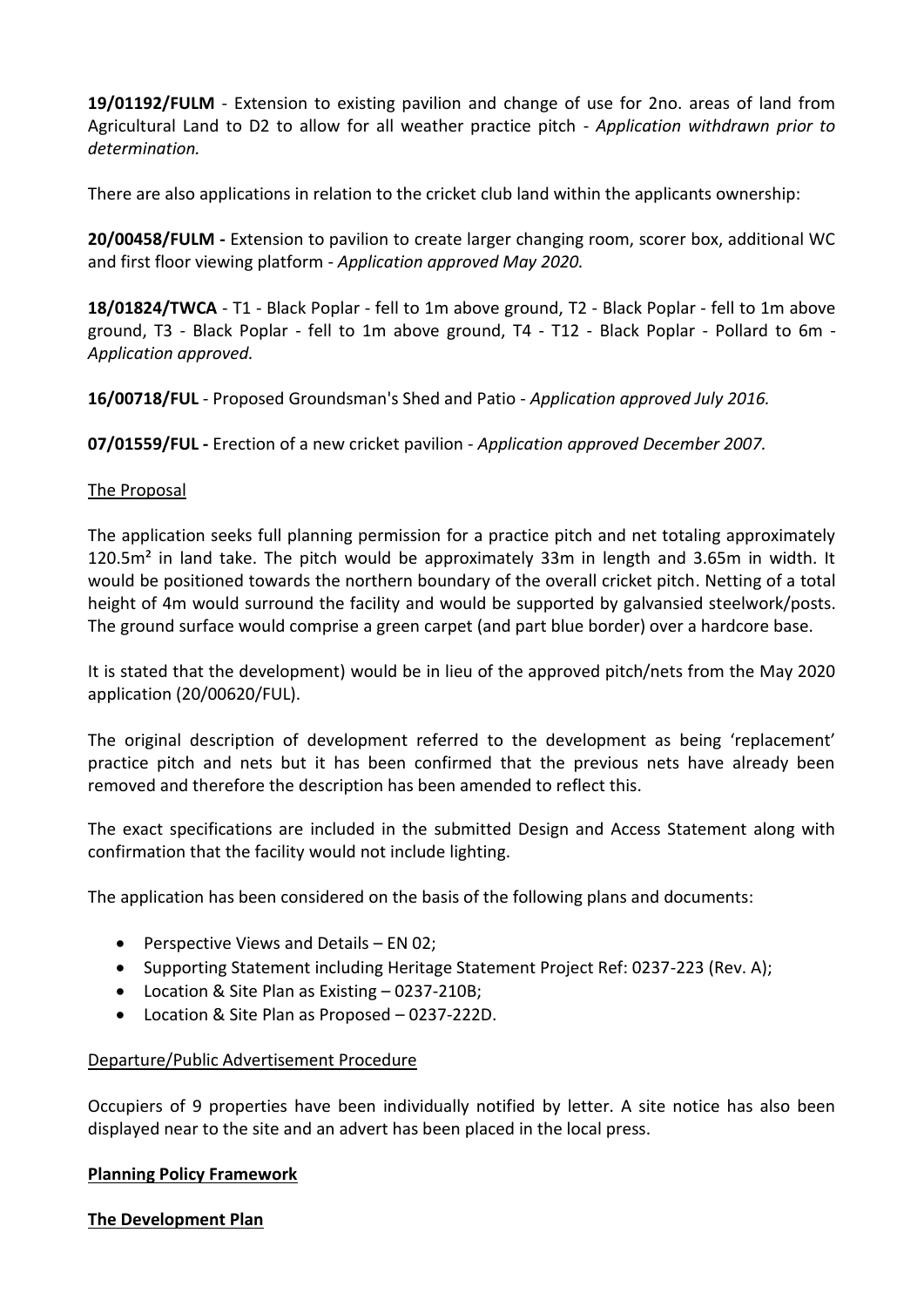**19/01192/FULM** - Extension to existing pavilion and change of use for 2no. areas of land from Agricultural Land to D2 to allow for all weather practice pitch - *Application withdrawn prior to determination.*

There are also applications in relation to the cricket club land within the applicants ownership:

**20/00458/FULM -** Extension to pavilion to create larger changing room, scorer box, additional WC and first floor viewing platform - *Application approved May 2020.*

**18/01824/TWCA** - T1 - Black Poplar - fell to 1m above ground, T2 - Black Poplar - fell to 1m above ground, T3 - Black Poplar - fell to 1m above ground, T4 - T12 - Black Poplar - Pollard to 6m - *Application approved.*

**16/00718/FUL** - Proposed Groundsman's Shed and Patio - *Application approved July 2016.*

**07/01559/FUL -** Erection of a new cricket pavilion - *Application approved December 2007.*

## The Proposal

The application seeks full planning permission for a practice pitch and net totaling approximately 120.5m² in land take. The pitch would be approximately 33m in length and 3.65m in width. It would be positioned towards the northern boundary of the overall cricket pitch. Netting of a total height of 4m would surround the facility and would be supported by galvansied steelwork/posts. The ground surface would comprise a green carpet (and part blue border) over a hardcore base.

It is stated that the development) would be in lieu of the approved pitch/nets from the May 2020 application (20/00620/FUL).

The original description of development referred to the development as being 'replacement' practice pitch and nets but it has been confirmed that the previous nets have already been removed and therefore the description has been amended to reflect this.

The exact specifications are included in the submitted Design and Access Statement along with confirmation that the facility would not include lighting.

The application has been considered on the basis of the following plans and documents:

- Perspective Views and Details – EN 02;
- Supporting Statement including Heritage Statement Project Ref: 0237-223 (Rev. A);
- Location & Site Plan as Existing – 0237-210B;
- Location & Site Plan as Proposed – 0237-222D.

## Departure/Public Advertisement Procedure

Occupiers of 9 properties have been individually notified by letter. A site notice has also been displayed near to the site and an advert has been placed in the local press.

## Planning Policy Framework

## The Development Plan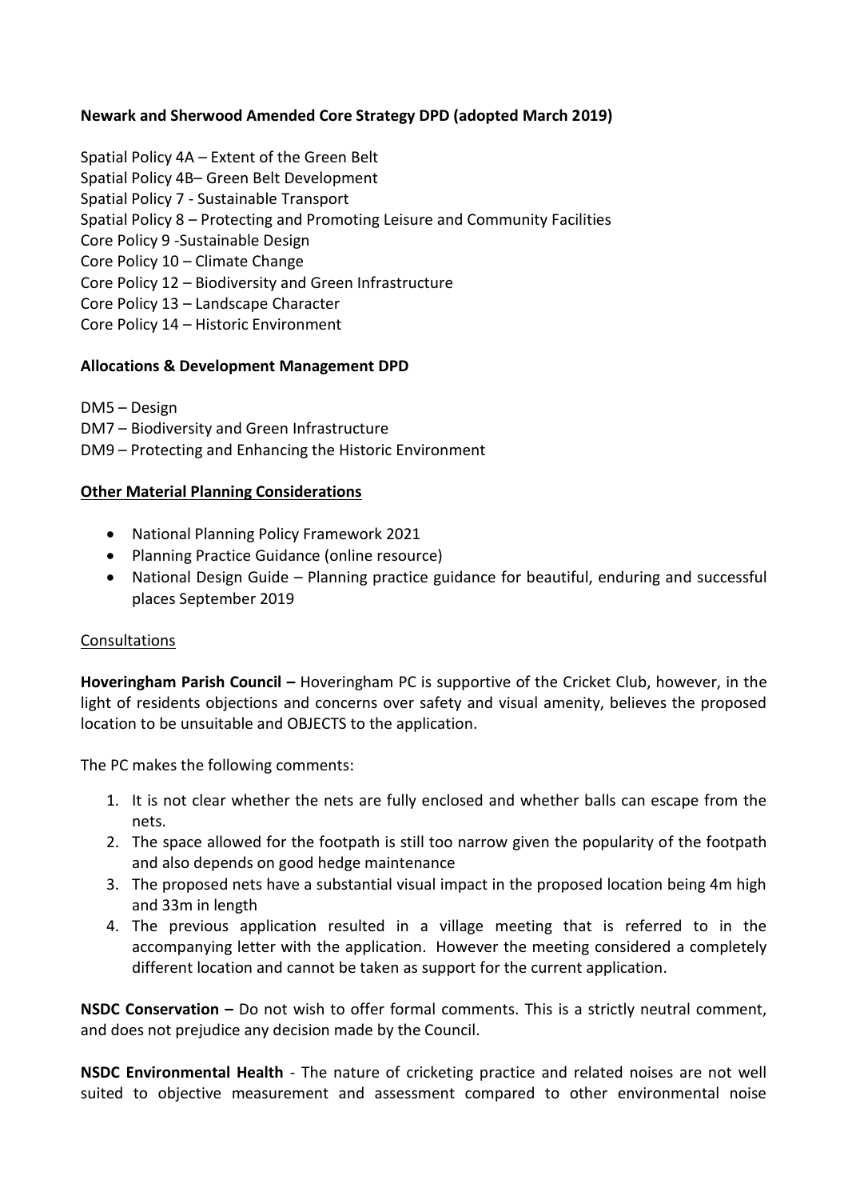**Newark and Sherwood Amended Core Strategy DPD (adopted March 2019)**

Spatial Policy 4A – Extent of the Green Belt
Spatial Policy 4B– Green Belt Development
Spatial Policy 7 - Sustainable Transport
Spatial Policy 8 – Protecting and Promoting Leisure and Community Facilities
Core Policy 9 -Sustainable Design
Core Policy 10 – Climate Change
Core Policy 12 – Biodiversity and Green Infrastructure
Core Policy 13 – Landscape Character
Core Policy 14 – Historic Environment

**Allocations & Development Management DPD**

DM5 – Design
DM7 – Biodiversity and Green Infrastructure
DM9 – Protecting and Enhancing the Historic Environment

**Other Material Planning Considerations**

- National Planning Policy Framework 2021
- Planning Practice Guidance (online resource)
- National Design Guide – Planning practice guidance for beautiful, enduring and successful places September 2019

Consultations

**Hoveringham Parish Council –** Hoveringham PC is supportive of the Cricket Club, however, in the light of residents objections and concerns over safety and visual amenity, believes the proposed location to be unsuitable and OBJECTS to the application.

The PC makes the following comments:

1. It is not clear whether the nets are fully enclosed and whether balls can escape from the nets.
2. The space allowed for the footpath is still too narrow given the popularity of the footpath and also depends on good hedge maintenance
3. The proposed nets have a substantial visual impact in the proposed location being 4m high and 33m in length
4. The previous application resulted in a village meeting that is referred to in the accompanying letter with the application. However the meeting considered a completely different location and cannot be taken as support for the current application.

**NSDC Conservation –** Do not wish to offer formal comments. This is a strictly neutral comment, and does not prejudice any decision made by the Council.

**NSDC Environmental Health** - The nature of cricketing practice and related noises are not well suited to objective measurement and assessment compared to other environmental noise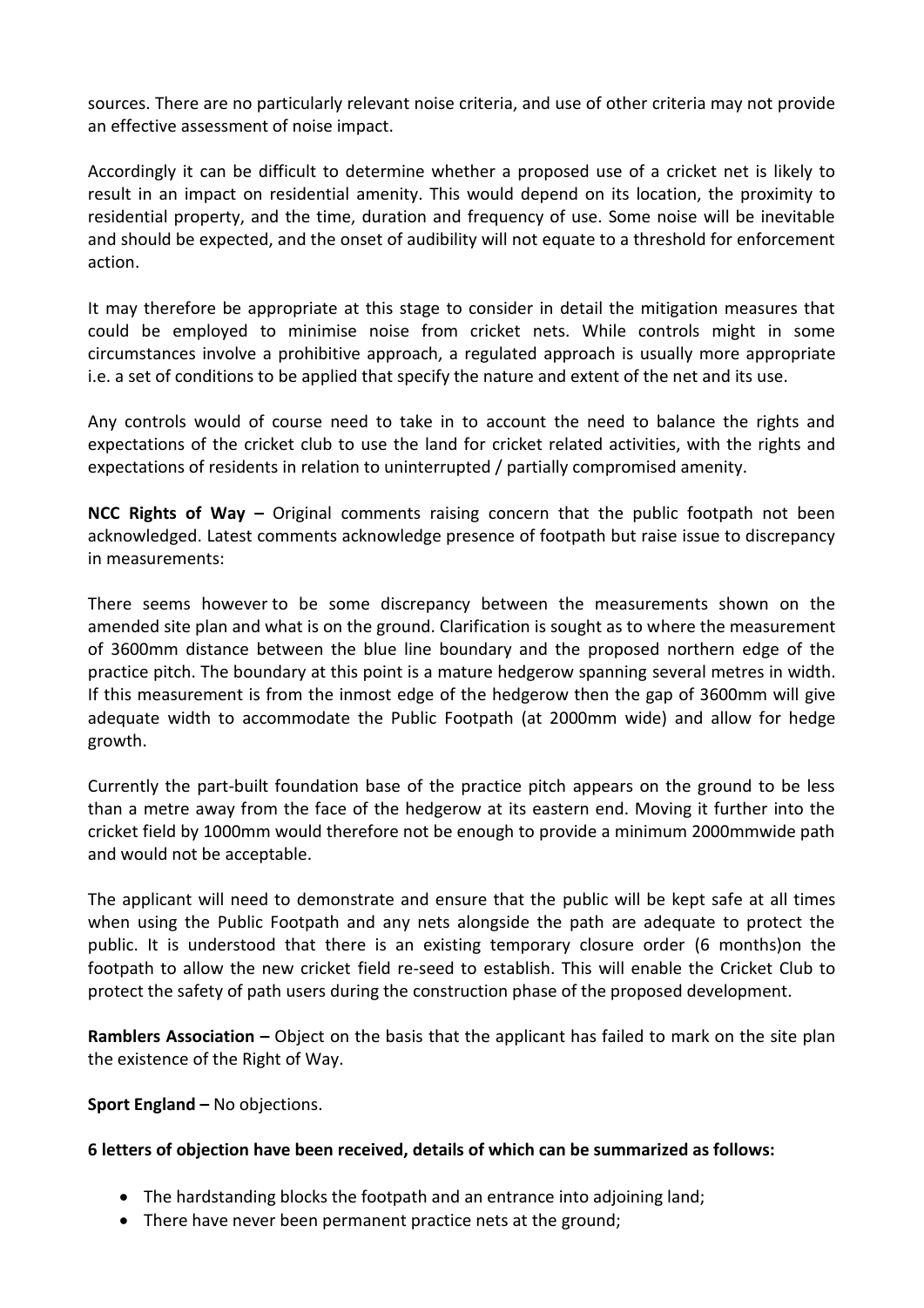sources. There are no particularly relevant noise criteria, and use of other criteria may not provide an effective assessment of noise impact.

Accordingly it can be difficult to determine whether a proposed use of a cricket net is likely to result in an impact on residential amenity. This would depend on its location, the proximity to residential property, and the time, duration and frequency of use. Some noise will be inevitable and should be expected, and the onset of audibility will not equate to a threshold for enforcement action.

It may therefore be appropriate at this stage to consider in detail the mitigation measures that could be employed to minimise noise from cricket nets. While controls might in some circumstances involve a prohibitive approach, a regulated approach is usually more appropriate i.e. a set of conditions to be applied that specify the nature and extent of the net and its use.

Any controls would of course need to take in to account the need to balance the rights and expectations of the cricket club to use the land for cricket related activities, with the rights and expectations of residents in relation to uninterrupted / partially compromised amenity.

**NCC Rights of Way –** Original comments raising concern that the public footpath not been acknowledged. Latest comments acknowledge presence of footpath but raise issue to discrepancy in measurements:

There seems however to be some discrepancy between the measurements shown on the amended site plan and what is on the ground. Clarification is sought as to where the measurement of 3600mm distance between the blue line boundary and the proposed northern edge of the practice pitch. The boundary at this point is a mature hedgerow spanning several metres in width. If this measurement is from the inmost edge of the hedgerow then the gap of 3600mm will give adequate width to accommodate the Public Footpath (at 2000mm wide) and allow for hedge growth.

Currently the part-built foundation base of the practice pitch appears on the ground to be less than a metre away from the face of the hedgerow at its eastern end. Moving it further into the cricket field by 1000mm would therefore not be enough to provide a minimum 2000mmwide path and would not be acceptable.

The applicant will need to demonstrate and ensure that the public will be kept safe at all times when using the Public Footpath and any nets alongside the path are adequate to protect the public. It is understood that there is an existing temporary closure order (6 months)on the footpath to allow the new cricket field re-seed to establish. This will enable the Cricket Club to protect the safety of path users during the construction phase of the proposed development.

**Ramblers Association –** Object on the basis that the applicant has failed to mark on the site plan the existence of the Right of Way.

**Sport England –** No objections.

**6 letters of objection have been received, details of which can be summarized as follows:**

- The hardstanding blocks the footpath and an entrance into adjoining land;
- There have never been permanent practice nets at the ground;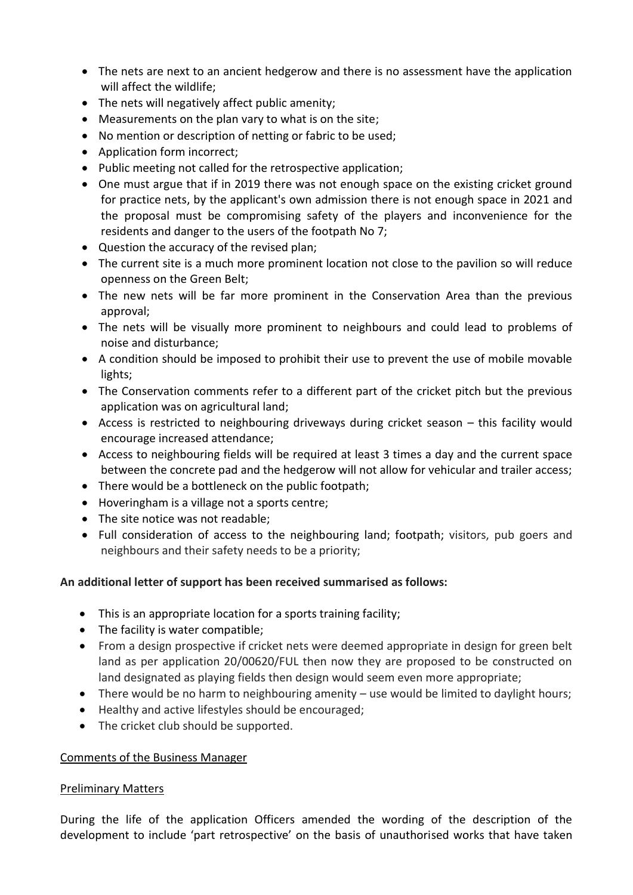- The nets are next to an ancient hedgerow and there is no assessment have the application will affect the wildlife;
- The nets will negatively affect public amenity;
- Measurements on the plan vary to what is on the site;
- No mention or description of netting or fabric to be used;
- Application form incorrect;
- Public meeting not called for the retrospective application;
- One must argue that if in 2019 there was not enough space on the existing cricket ground for practice nets, by the applicant's own admission there is not enough space in 2021 and the proposal must be compromising safety of the players and inconvenience for the residents and danger to the users of the footpath No 7;
- Question the accuracy of the revised plan;
- The current site is a much more prominent location not close to the pavilion so will reduce openness on the Green Belt;
- The new nets will be far more prominent in the Conservation Area than the previous approval;
- The nets will be visually more prominent to neighbours and could lead to problems of noise and disturbance;
- A condition should be imposed to prohibit their use to prevent the use of mobile movable lights;
- The Conservation comments refer to a different part of the cricket pitch but the previous application was on agricultural land;
- Access is restricted to neighbouring driveways during cricket season – this facility would encourage increased attendance;
- Access to neighbouring fields will be required at least 3 times a day and the current space between the concrete pad and the hedgerow will not allow for vehicular and trailer access;
- There would be a bottleneck on the public footpath;
- Hoveringham is a village not a sports centre;
- The site notice was not readable;
- Full consideration of access to the neighbouring land; footpath; visitors, pub goers and neighbours and their safety needs to be a priority;

**An additional letter of support has been received summarised as follows:**

- This is an appropriate location for a sports training facility;
- The facility is water compatible;
- From a design prospective if cricket nets were deemed appropriate in design for green belt land as per application 20/00620/FUL then now they are proposed to be constructed on land designated as playing fields then design would seem even more appropriate;
- There would be no harm to neighbouring amenity – use would be limited to daylight hours;
- Healthy and active lifestyles should be encouraged;
- The cricket club should be supported.

## Comments of the Business Manager

### Preliminary Matters

During the life of the application Officers amended the wording of the description of the development to include 'part retrospective' on the basis of unauthorised works that have taken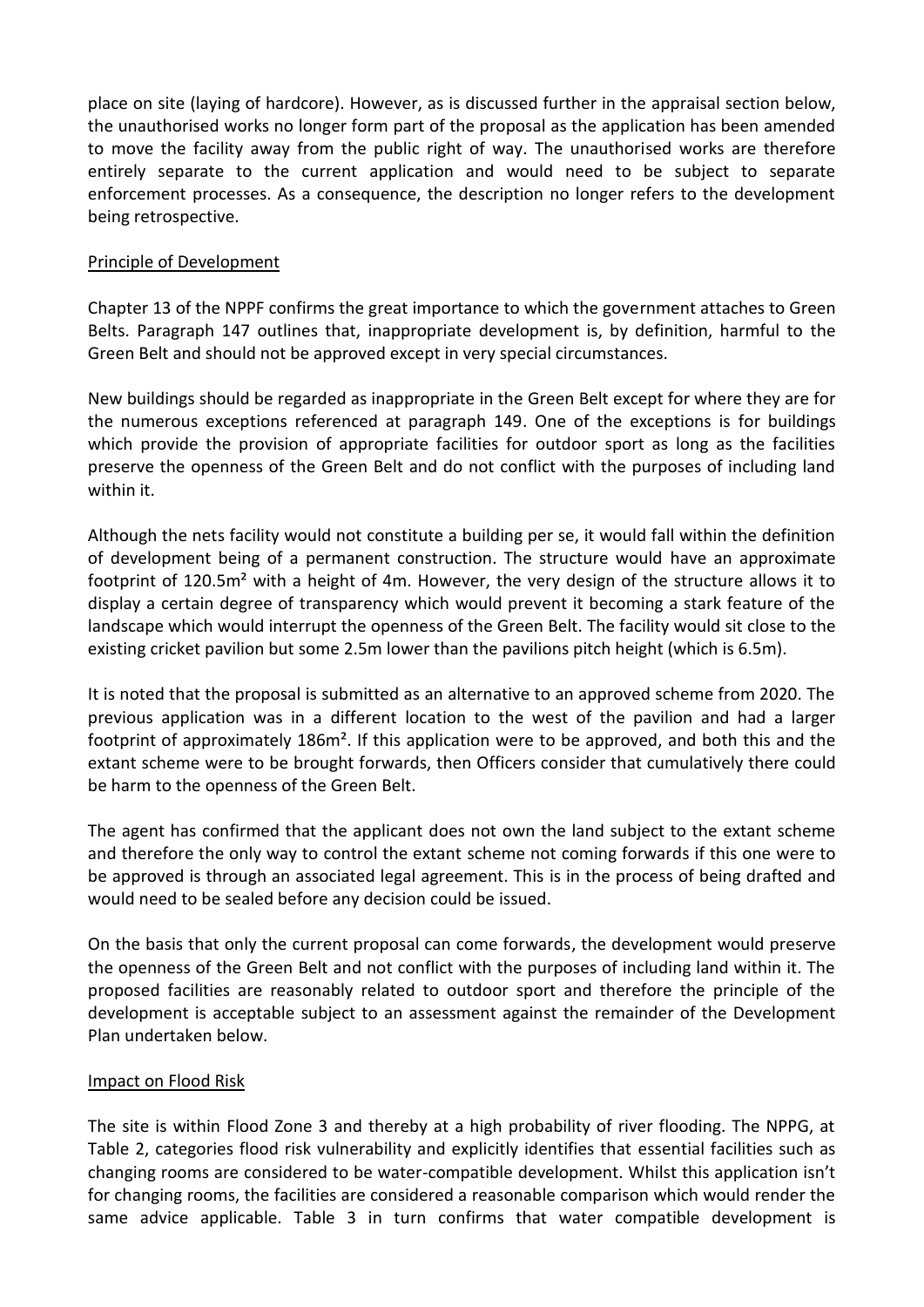place on site (laying of hardcore). However, as is discussed further in the appraisal section below, the unauthorised works no longer form part of the proposal as the application has been amended to move the facility away from the public right of way. The unauthorised works are therefore entirely separate to the current application and would need to be subject to separate enforcement processes. As a consequence, the description no longer refers to the development being retrospective.

## Principle of Development

Chapter 13 of the NPPF confirms the great importance to which the government attaches to Green Belts. Paragraph 147 outlines that, inappropriate development is, by definition, harmful to the Green Belt and should not be approved except in very special circumstances.

New buildings should be regarded as inappropriate in the Green Belt except for where they are for the numerous exceptions referenced at paragraph 149. One of the exceptions is for buildings which provide the provision of appropriate facilities for outdoor sport as long as the facilities preserve the openness of the Green Belt and do not conflict with the purposes of including land within it.

Although the nets facility would not constitute a building per se, it would fall within the definition of development being of a permanent construction. The structure would have an approximate footprint of 120.5m² with a height of 4m. However, the very design of the structure allows it to display a certain degree of transparency which would prevent it becoming a stark feature of the landscape which would interrupt the openness of the Green Belt. The facility would sit close to the existing cricket pavilion but some 2.5m lower than the pavilions pitch height (which is 6.5m).

It is noted that the proposal is submitted as an alternative to an approved scheme from 2020. The previous application was in a different location to the west of the pavilion and had a larger footprint of approximately 186m². If this application were to be approved, and both this and the extant scheme were to be brought forwards, then Officers consider that cumulatively there could be harm to the openness of the Green Belt.

The agent has confirmed that the applicant does not own the land subject to the extant scheme and therefore the only way to control the extant scheme not coming forwards if this one were to be approved is through an associated legal agreement. This is in the process of being drafted and would need to be sealed before any decision could be issued.

On the basis that only the current proposal can come forwards, the development would preserve the openness of the Green Belt and not conflict with the purposes of including land within it. The proposed facilities are reasonably related to outdoor sport and therefore the principle of the development is acceptable subject to an assessment against the remainder of the Development Plan undertaken below.

## Impact on Flood Risk

The site is within Flood Zone 3 and thereby at a high probability of river flooding. The NPPG, at Table 2, categories flood risk vulnerability and explicitly identifies that essential facilities such as changing rooms are considered to be water-compatible development. Whilst this application isn't for changing rooms, the facilities are considered a reasonable comparison which would render the same advice applicable. Table 3 in turn confirms that water compatible development is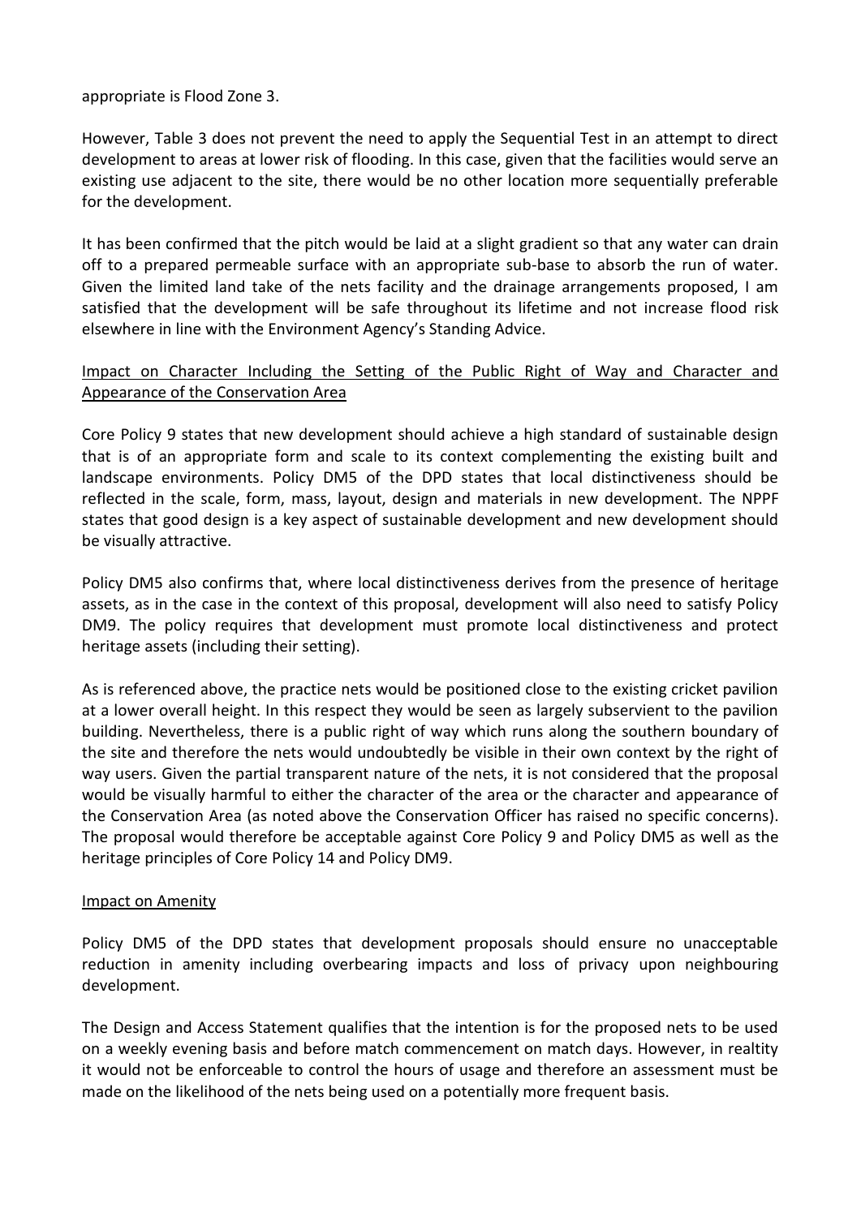appropriate is Flood Zone 3.

However, Table 3 does not prevent the need to apply the Sequential Test in an attempt to direct development to areas at lower risk of flooding. In this case, given that the facilities would serve an existing use adjacent to the site, there would be no other location more sequentially preferable for the development.

It has been confirmed that the pitch would be laid at a slight gradient so that any water can drain off to a prepared permeable surface with an appropriate sub-base to absorb the run of water. Given the limited land take of the nets facility and the drainage arrangements proposed, I am satisfied that the development will be safe throughout its lifetime and not increase flood risk elsewhere in line with the Environment Agency's Standing Advice.

<u>Impact on Character Including the Setting of the Public Right of Way and Character and Appearance of the Conservation Area</u>

Core Policy 9 states that new development should achieve a high standard of sustainable design that is of an appropriate form and scale to its context complementing the existing built and landscape environments. Policy DM5 of the DPD states that local distinctiveness should be reflected in the scale, form, mass, layout, design and materials in new development. The NPPF states that good design is a key aspect of sustainable development and new development should be visually attractive.

Policy DM5 also confirms that, where local distinctiveness derives from the presence of heritage assets, as in the case in the context of this proposal, development will also need to satisfy Policy DM9. The policy requires that development must promote local distinctiveness and protect heritage assets (including their setting).

As is referenced above, the practice nets would be positioned close to the existing cricket pavilion at a lower overall height. In this respect they would be seen as largely subservient to the pavilion building. Nevertheless, there is a public right of way which runs along the southern boundary of the site and therefore the nets would undoubtedly be visible in their own context by the right of way users. Given the partial transparent nature of the nets, it is not considered that the proposal would be visually harmful to either the character of the area or the character and appearance of the Conservation Area (as noted above the Conservation Officer has raised no specific concerns). The proposal would therefore be acceptable against Core Policy 9 and Policy DM5 as well as the heritage principles of Core Policy 14 and Policy DM9.

<u>Impact on Amenity</u>

Policy DM5 of the DPD states that development proposals should ensure no unacceptable reduction in amenity including overbearing impacts and loss of privacy upon neighbouring development.

The Design and Access Statement qualifies that the intention is for the proposed nets to be used on a weekly evening basis and before match commencement on match days. However, in realtity it would not be enforceable to control the hours of usage and therefore an assessment must be made on the likelihood of the nets being used on a potentially more frequent basis.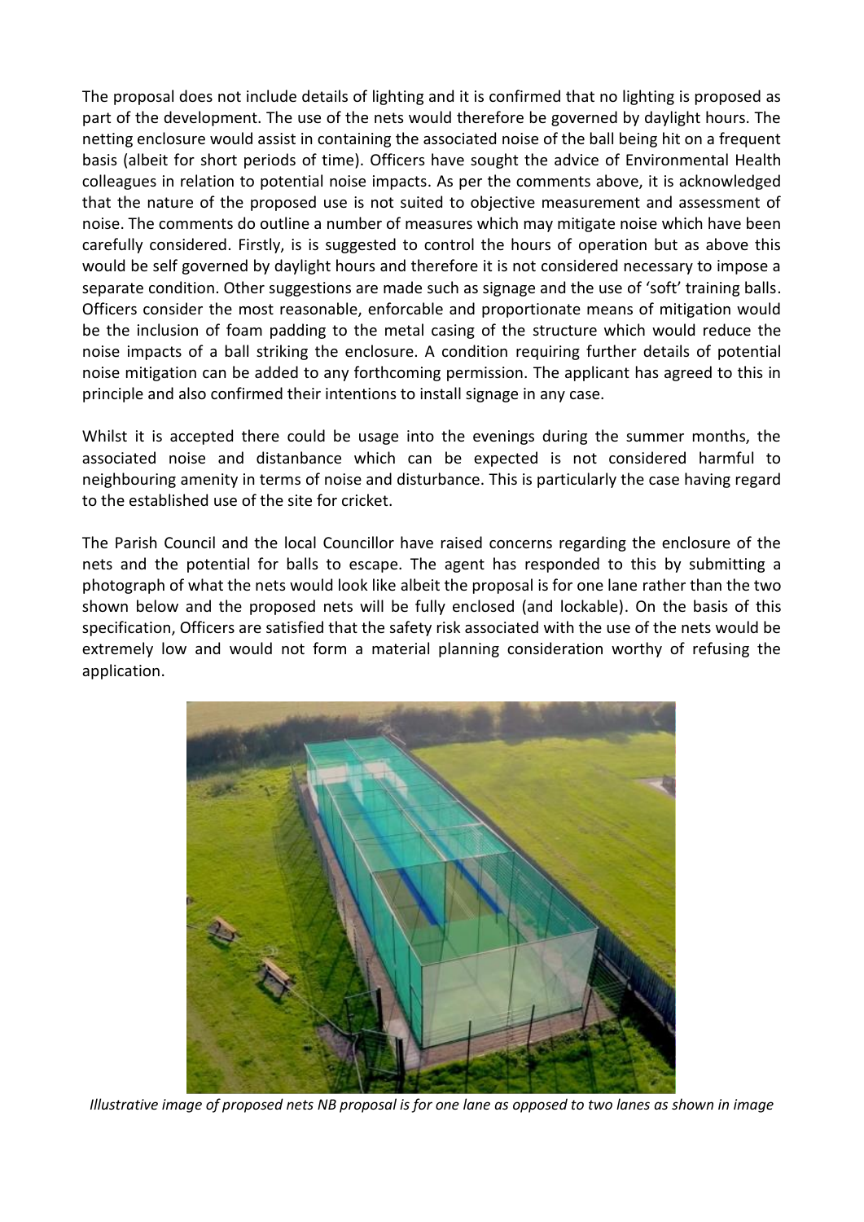The proposal does not include details of lighting and it is confirmed that no lighting is proposed as part of the development. The use of the nets would therefore be governed by daylight hours. The netting enclosure would assist in containing the associated noise of the ball being hit on a frequent basis (albeit for short periods of time). Officers have sought the advice of Environmental Health colleagues in relation to potential noise impacts. As per the comments above, it is acknowledged that the nature of the proposed use is not suited to objective measurement and assessment of noise. The comments do outline a number of measures which may mitigate noise which have been carefully considered. Firstly, is is suggested to control the hours of operation but as above this would be self governed by daylight hours and therefore it is not considered necessary to impose a separate condition. Other suggestions are made such as signage and the use of 'soft' training balls. Officers consider the most reasonable, enforcable and proportionate means of mitigation would be the inclusion of foam padding to the metal casing of the structure which would reduce the noise impacts of a ball striking the enclosure. A condition requiring further details of potential noise mitigation can be added to any forthcoming permission. The applicant has agreed to this in principle and also confirmed their intentions to install signage in any case.

Whilst it is accepted there could be usage into the evenings during the summer months, the associated noise and distanbance which can be expected is not considered harmful to neighbouring amenity in terms of noise and disturbance. This is particularly the case having regard to the established use of the site for cricket.

The Parish Council and the local Councillor have raised concerns regarding the enclosure of the nets and the potential for balls to escape. The agent has responded to this by submitting a photograph of what the nets would look like albeit the proposal is for one lane rather than the two shown below and the proposed nets will be fully enclosed (and lockable). On the basis of this specification, Officers are satisfied that the safety risk associated with the use of the nets would be extremely low and would not form a material planning consideration worthy of refusing the application.

*Illustrative image of proposed nets NB proposal is for one lane as opposed to two lanes as shown in image*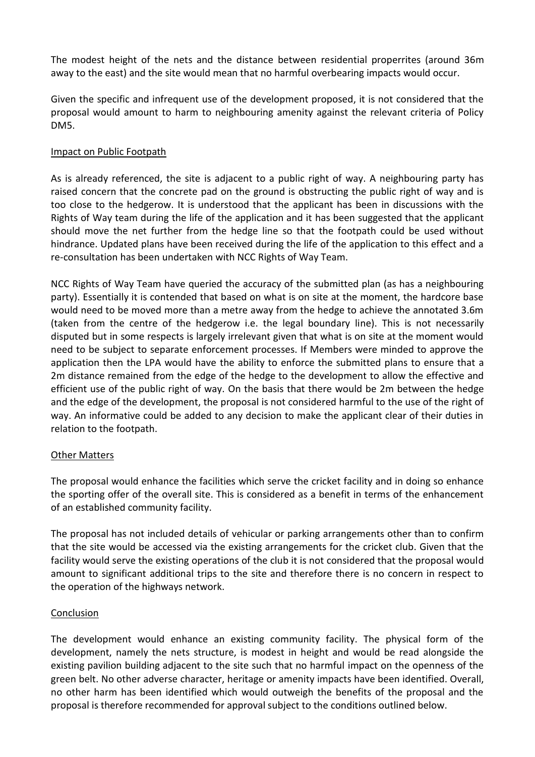The modest height of the nets and the distance between residential properrites (around 36m away to the east) and the site would mean that no harmful overbearing impacts would occur.

Given the specific and infrequent use of the development proposed, it is not considered that the proposal would amount to harm to neighbouring amenity against the relevant criteria of Policy DM5.

Impact on Public Footpath

As is already referenced, the site is adjacent to a public right of way. A neighbouring party has raised concern that the concrete pad on the ground is obstructing the public right of way and is too close to the hedgerow. It is understood that the applicant has been in discussions with the Rights of Way team during the life of the application and it has been suggested that the applicant should move the net further from the hedge line so that the footpath could be used without hindrance. Updated plans have been received during the life of the application to this effect and a re-consultation has been undertaken with NCC Rights of Way Team.

NCC Rights of Way Team have queried the accuracy of the submitted plan (as has a neighbouring party). Essentially it is contended that based on what is on site at the moment, the hardcore base would need to be moved more than a metre away from the hedge to achieve the annotated 3.6m (taken from the centre of the hedgerow i.e. the legal boundary line). This is not necessarily disputed but in some respects is largely irrelevant given that what is on site at the moment would need to be subject to separate enforcement processes. If Members were minded to approve the application then the LPA would have the ability to enforce the submitted plans to ensure that a 2m distance remained from the edge of the hedge to the development to allow the effective and efficient use of the public right of way. On the basis that there would be 2m between the hedge and the edge of the development, the proposal is not considered harmful to the use of the right of way. An informative could be added to any decision to make the applicant clear of their duties in relation to the footpath.

Other Matters

The proposal would enhance the facilities which serve the cricket facility and in doing so enhance the sporting offer of the overall site. This is considered as a benefit in terms of the enhancement of an established community facility.

The proposal has not included details of vehicular or parking arrangements other than to confirm that the site would be accessed via the existing arrangements for the cricket club. Given that the facility would serve the existing operations of the club it is not considered that the proposal would amount to significant additional trips to the site and therefore there is no concern in respect to the operation of the highways network.

Conclusion

The development would enhance an existing community facility. The physical form of the development, namely the nets structure, is modest in height and would be read alongside the existing pavilion building adjacent to the site such that no harmful impact on the openness of the green belt. No other adverse character, heritage or amenity impacts have been identified. Overall, no other harm has been identified which would outweigh the benefits of the proposal and the proposal is therefore recommended for approval subject to the conditions outlined below.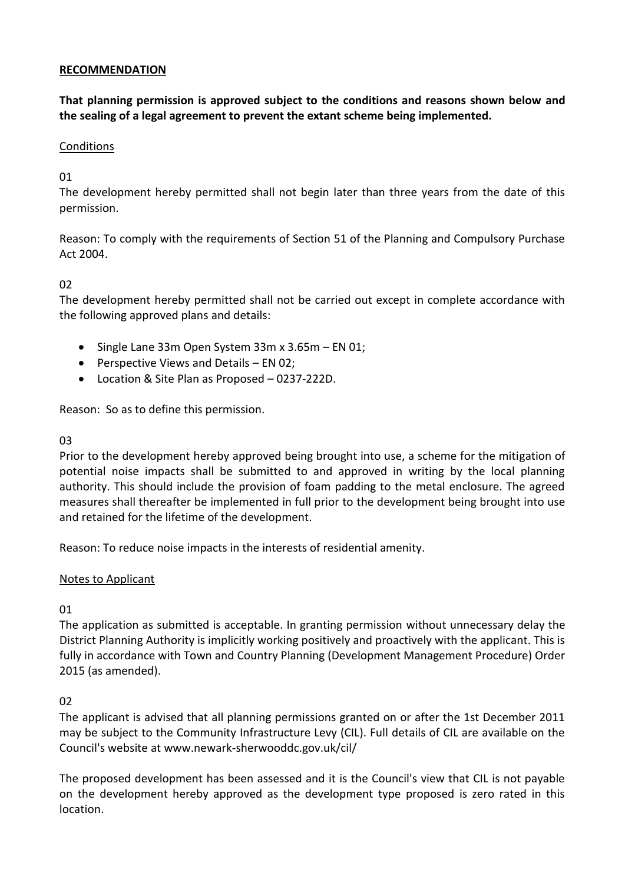**RECOMMENDATION**

**That planning permission is approved subject to the conditions and reasons shown below and the sealing of a legal agreement to prevent the extant scheme being implemented.**

Conditions

01

The development hereby permitted shall not begin later than three years from the date of this permission.

Reason: To comply with the requirements of Section 51 of the Planning and Compulsory Purchase Act 2004.

02

The development hereby permitted shall not be carried out except in complete accordance with the following approved plans and details:

- Single Lane 33m Open System 33m x 3.65m – EN 01;
- Perspective Views and Details – EN 02;
- Location & Site Plan as Proposed – 0237-222D.

Reason: So as to define this permission.

03

Prior to the development hereby approved being brought into use, a scheme for the mitigation of potential noise impacts shall be submitted to and approved in writing by the local planning authority. This should include the provision of foam padding to the metal enclosure. The agreed measures shall thereafter be implemented in full prior to the development being brought into use and retained for the lifetime of the development.

Reason: To reduce noise impacts in the interests of residential amenity.

Notes to Applicant

01

The application as submitted is acceptable. In granting permission without unnecessary delay the District Planning Authority is implicitly working positively and proactively with the applicant. This is fully in accordance with Town and Country Planning (Development Management Procedure) Order 2015 (as amended).

02

The applicant is advised that all planning permissions granted on or after the 1st December 2011 may be subject to the Community Infrastructure Levy (CIL). Full details of CIL are available on the Council's website at www.newark-sherwooddc.gov.uk/cil/

The proposed development has been assessed and it is the Council's view that CIL is not payable on the development hereby approved as the development type proposed is zero rated in this location.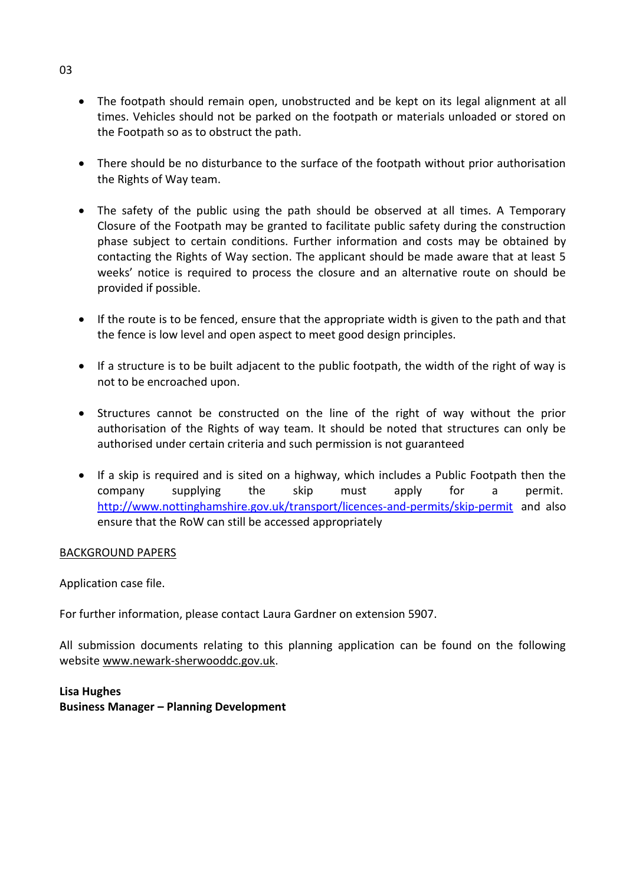03

- The footpath should remain open, unobstructed and be kept on its legal alignment at all times. Vehicles should not be parked on the footpath or materials unloaded or stored on the Footpath so as to obstruct the path.

- There should be no disturbance to the surface of the footpath without prior authorisation the Rights of Way team.

- The safety of the public using the path should be observed at all times. A Temporary Closure of the Footpath may be granted to facilitate public safety during the construction phase subject to certain conditions. Further information and costs may be obtained by contacting the Rights of Way section. The applicant should be made aware that at least 5 weeks' notice is required to process the closure and an alternative route on should be provided if possible.

- If the route is to be fenced, ensure that the appropriate width is given to the path and that the fence is low level and open aspect to meet good design principles.

- If a structure is to be built adjacent to the public footpath, the width of the right of way is not to be encroached upon.

- Structures cannot be constructed on the line of the right of way without the prior authorisation of the Rights of way team. It should be noted that structures can only be authorised under certain criteria and such permission is not guaranteed

- If a skip is required and is sited on a highway, which includes a Public Footpath then the company supplying the skip must apply for a permit. http://www.nottinghamshire.gov.uk/transport/licences-and-permits/skip-permit and also ensure that the RoW can still be accessed appropriately

BACKGROUND PAPERS

Application case file.

For further information, please contact Laura Gardner on extension 5907.

All submission documents relating to this planning application can be found on the following website www.newark-sherwooddc.gov.uk.

**Lisa Hughes**
**Business Manager – Planning Development**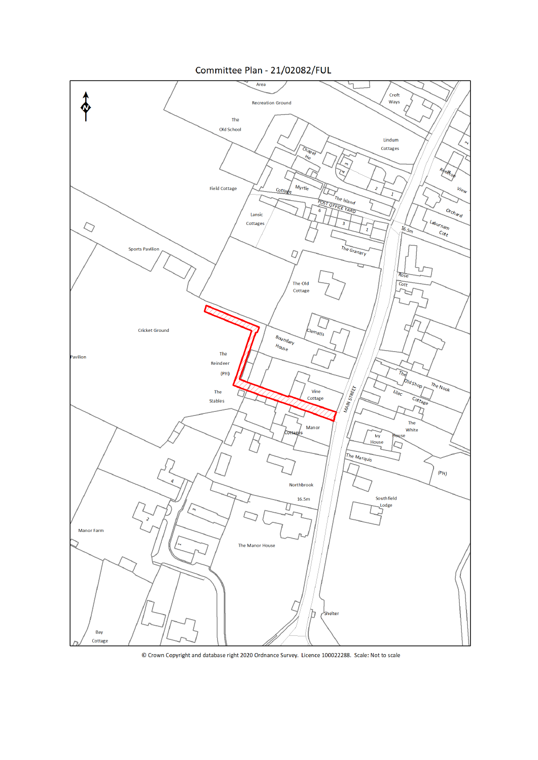# Committee Plan - 21/02082/FUL

Area

Recreation Ground

Croft Ways

The Old School

Lindum Cottages

Chapel Ho

Field Cottage

Cottage

Myrtle

The Island

POST OFFICE YARD

Lansic Cottages

Kneeton

View

Orchard

Laburnam Cott

16.5m

The Granary

Sports Pavilion

Rose Cott

The Old Cottage

Cricket Ground

Clematis

Boundary House

Pavilion

The Reindeer (PH)

The Old Shop

The Nook

Lilac Cottage

The Stables

Vine Cottage

MAIN STREET

Manor Cottages

The White House

Ivy House

The Marquis (PH)

4

Northbrook

16.5m

Southfield Lodge

3

2

Manor Farm

1

The Manor House

Shelter

Bay Cottage

© Crown Copyright and database right 2020 Ordnance Survey. Licence 100022288. Scale: Not to scale